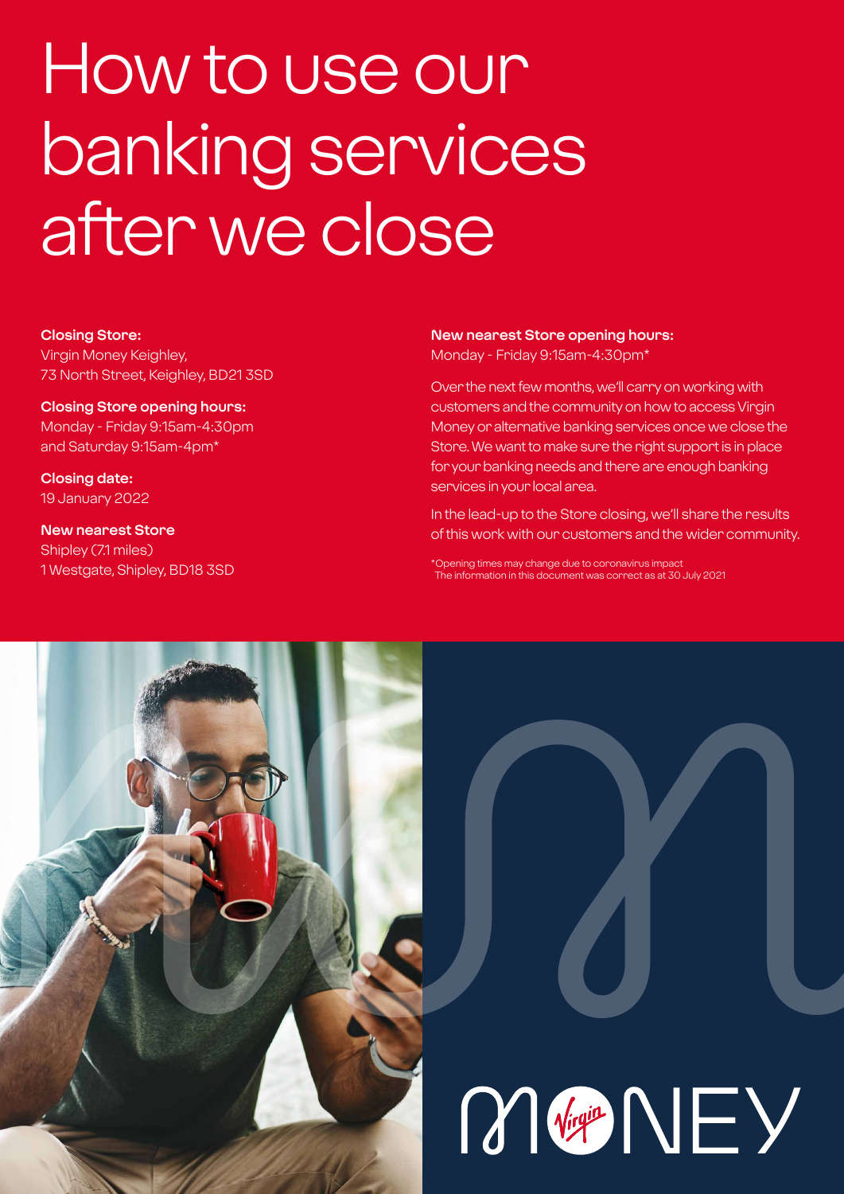# How to use our banking services after we close

**Closing Store:**
Virgin Money Keighley,
73 North Street, Keighley, BD21 3SD

**Closing Store opening hours:**
Monday - Friday 9:15am-4:30pm
and Saturday 9:15am-4pm*

**Closing date:**
19 January 2022

**New nearest Store**
Shipley (7.1 miles)
1 Westgate, Shipley, BD18 3SD

**New nearest Store opening hours:**
Monday - Friday 9:15am-4:30pm*

Over the next few months, we'll carry on working with customers and the community on how to access Virgin Money or alternative banking services once we close the Store. We want to make sure the right support is in place for your banking needs and there are enough banking services in your local area.

In the lead-up to the Store closing, we'll share the results of this work with our customers and the wider community.

*Opening times may change due to coronavirus impact
The information in this document was correct as at 30 July 2021

MONEY Virgin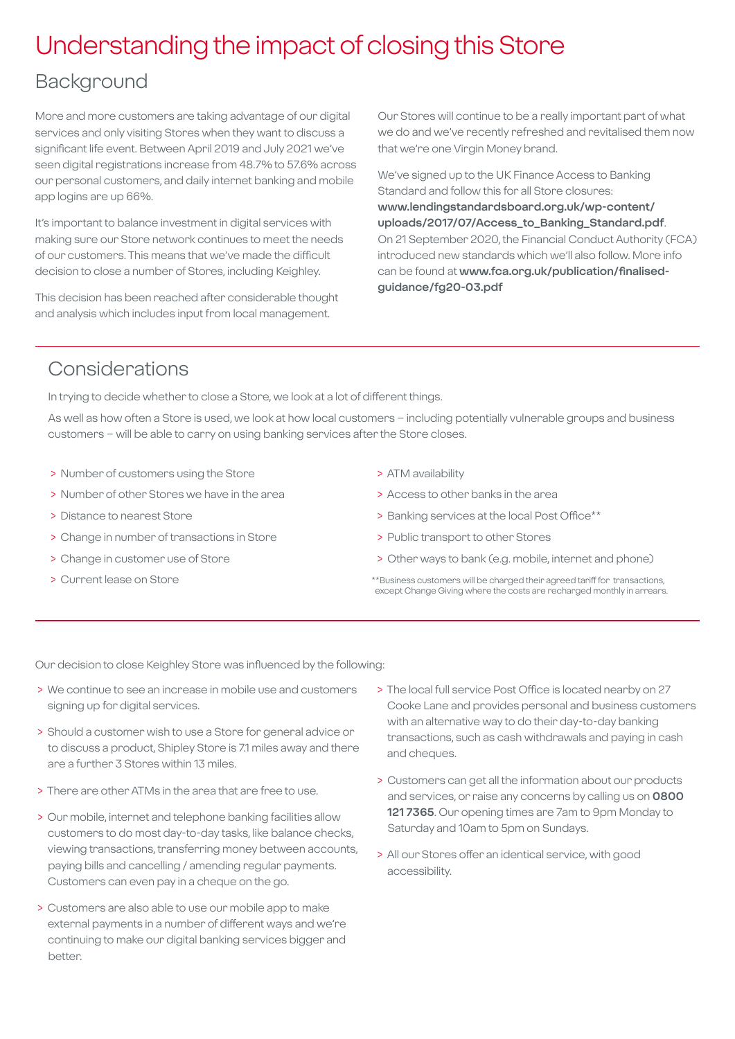# Understanding the impact of closing this Store

## Background

More and more customers are taking advantage of our digital services and only visiting Stores when they want to discuss a significant life event. Between April 2019 and July 2021 we've seen digital registrations increase from 48.7% to 57.6% across our personal customers, and daily internet banking and mobile app logins are up 66%.

It's important to balance investment in digital services with making sure our Store network continues to meet the needs of our customers. This means that we've made the difficult decision to close a number of Stores, including Keighley.

This decision has been reached after considerable thought and analysis which includes input from local management.

Our Stores will continue to be a really important part of what we do and we've recently refreshed and revitalised them now that we're one Virgin Money brand.

We've signed up to the UK Finance Access to Banking Standard and follow this for all Store closures: **www.lendingstandardsboard.org.uk/wp-content/uploads/2017/07/Access_to_Banking_Standard.pdf**. On 21 September 2020, the Financial Conduct Authority (FCA) introduced new standards which we'll also follow. More info can be found at **www.fca.org.uk/publication/finalised-guidance/fg20-03.pdf**

## Considerations

In trying to decide whether to close a Store, we look at a lot of different things.

As well as how often a Store is used, we look at how local customers – including potentially vulnerable groups and business customers – will be able to carry on using banking services after the Store closes.

- Number of customers using the Store
- Number of other Stores we have in the area
- Distance to nearest Store
- Change in number of transactions in Store
- Change in customer use of Store
- Current lease on Store
- ATM availability
- Access to other banks in the area
- Banking services at the local Post Office**
- Public transport to other Stores
- Other ways to bank (e.g. mobile, internet and phone)

**Business customers will be charged their agreed tariff for transactions, except Change Giving where the costs are recharged monthly in arrears.

Our decision to close Keighley Store was influenced by the following:

- We continue to see an increase in mobile use and customers signing up for digital services.
- Should a customer wish to use a Store for general advice or to discuss a product, Shipley Store is 7.1 miles away and there are a further 3 Stores within 13 miles.
- There are other ATMs in the area that are free to use.
- Our mobile, internet and telephone banking facilities allow customers to do most day-to-day tasks, like balance checks, viewing transactions, transferring money between accounts, paying bills and cancelling / amending regular payments. Customers can even pay in a cheque on the go.
- Customers are also able to use our mobile app to make external payments in a number of different ways and we're continuing to make our digital banking services bigger and better.
- The local full service Post Office is located nearby on 27 Cooke Lane and provides personal and business customers with an alternative way to do their day-to-day banking transactions, such as cash withdrawals and paying in cash and cheques.
- Customers can get all the information about our products and services, or raise any concerns by calling us on **0800 121 7365**. Our opening times are 7am to 9pm Monday to Saturday and 10am to 5pm on Sundays.
- All our Stores offer an identical service, with good accessibility.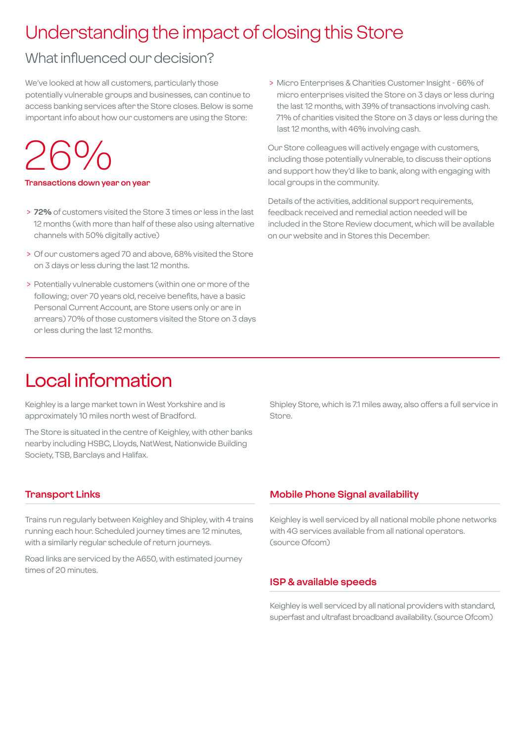# Understanding the impact of closing this Store

## What influenced our decision?

We've looked at how all customers, particularly those potentially vulnerable groups and businesses, can continue to access banking services after the Store closes. Below is some important info about how our customers are using the Store:

26%

**Transactions down year on year**

- **72%** of customers visited the Store 3 times or less in the last 12 months (with more than half of these also using alternative channels with 50% digitally active)
- Of our customers aged 70 and above, 68% visited the Store on 3 days or less during the last 12 months.
- Potentially vulnerable customers (within one or more of the following; over 70 years old, receive benefits, have a basic Personal Current Account, are Store users only or are in arrears) 70% of those customers visited the Store on 3 days or less during the last 12 months.
- Micro Enterprises & Charities Customer Insight - 66% of micro enterprises visited the Store on 3 days or less during the last 12 months, with 39% of transactions involving cash. 71% of charities visited the Store on 3 days or less during the last 12 months, with 46% involving cash.

Our Store colleagues will actively engage with customers, including those potentially vulnerable, to discuss their options and support how they'd like to bank, along with engaging with local groups in the community.

Details of the activities, additional support requirements, feedback received and remedial action needed will be included in the Store Review document, which will be available on our website and in Stores this December.

# Local information

Keighley is a large market town in West Yorkshire and is approximately 10 miles north west of Bradford.

The Store is situated in the centre of Keighley, with other banks nearby including HSBC, Lloyds, NatWest, Nationwide Building Society, TSB, Barclays and Halifax.

Shipley Store, which is 7.1 miles away, also offers a full service in Store.

### Transport Links

Trains run regularly between Keighley and Shipley, with 4 trains running each hour. Scheduled journey times are 12 minutes, with a similarly regular schedule of return journeys.

Road links are serviced by the A650, with estimated journey times of 20 minutes.

### Mobile Phone Signal availability

Keighley is well serviced by all national mobile phone networks with 4G services available from all national operators. (source Ofcom)

### ISP & available speeds

Keighley is well serviced by all national providers with standard, superfast and ultrafast broadband availability. (source Ofcom)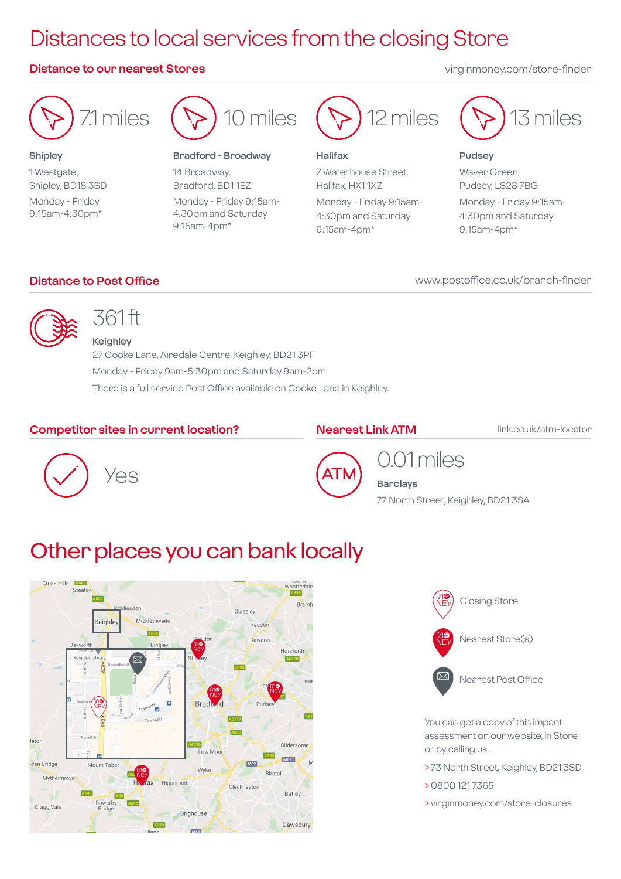# Distances to local services from the closing Store

## Distance to our nearest Stores

virginmoney.com/store-finder

**7.1 miles**

**Shipley**

1 Westgate,
Shipley, BD18 3SD

Monday - Friday
9:15am-4:30pm*

**10 miles**

**Bradford - Broadway**

14 Broadway,
Bradford, BD1 1EZ

Monday - Friday 9:15am-4:30pm and Saturday 9:15am-4pm*

**12 miles**

**Halifax**

7 Waterhouse Street,
Halifax, HX1 1XZ

Monday - Friday 9:15am-4:30pm and Saturday 9:15am-4pm*

**13 miles**

**Pudsey**

Waver Green,
Pudsey, LS28 7BG

Monday - Friday 9:15am-4:30pm and Saturday 9:15am-4pm*

## Distance to Post Office

www.postoffice.co.uk/branch-finder

**361 ft**

**Keighley**

27 Cooke Lane, Airedale Centre, Keighley, BD21 3PF

Monday - Friday 9am-5:30pm and Saturday 9am-2pm

There is a full service Post Office available on Cooke Lane in Keighley.

## Competitor sites in current location?

Yes

## Nearest Link ATM

link.co.uk/atm-locator

**0.01 miles**

**Barclays**

77 North Street, Keighley, BD21 3SA

# Other places you can bank locally

Closing Store

Nearest Store(s)

Nearest Post Office

You can get a copy of this impact assessment on our website, in Store or by calling us.

> 73 North Street, Keighley, BD21 3SD

> 0800 121 7365

> virginmoney.com/store-closures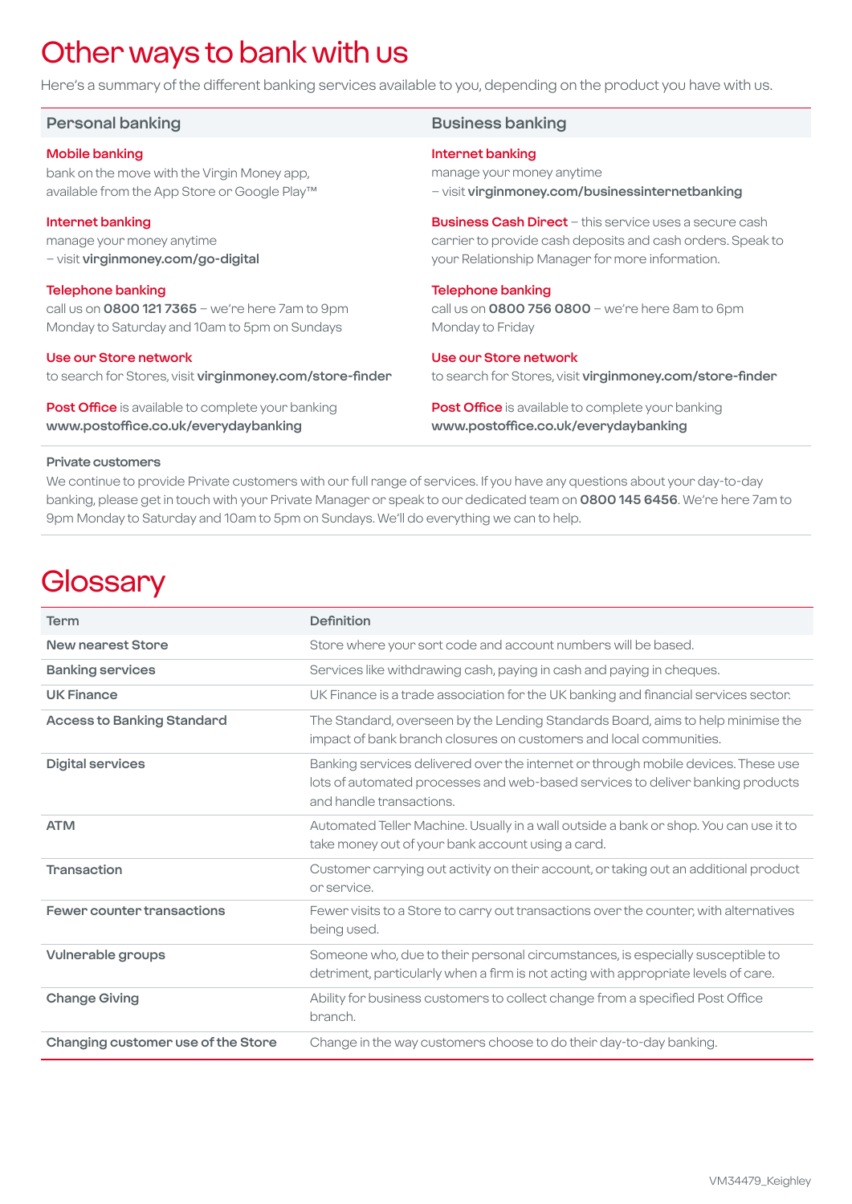# Other ways to bank with us

Here's a summary of the different banking services available to you, depending on the product you have with us.

## Personal banking

**Mobile banking**
bank on the move with the Virgin Money app, available from the App Store or Google Play™

**Internet banking**
manage your money anytime
– visit **virginmoney.com/go-digital**

**Telephone banking**
call us on **0800 121 7365** – we're here 7am to 9pm Monday to Saturday and 10am to 5pm on Sundays

**Use our Store network**
to search for Stores, visit **virginmoney.com/store-finder**

**Post Office** is available to complete your banking
**www.postoffice.co.uk/everydaybanking**

## Business banking

**Internet banking**
manage your money anytime
– visit **virginmoney.com/businessinternetbanking**

**Business Cash Direct** – this service uses a secure cash carrier to provide cash deposits and cash orders. Speak to your Relationship Manager for more information.

**Telephone banking**
call us on **0800 756 0800** – we're here 8am to 6pm Monday to Friday

**Use our Store network**
to search for Stores, visit **virginmoney.com/store-finder**

**Post Office** is available to complete your banking
**www.postoffice.co.uk/everydaybanking**

### Private customers

We continue to provide Private customers with our full range of services. If you have any questions about your day-to-day banking, please get in touch with your Private Manager or speak to our dedicated team on **0800 145 6456**. We're here 7am to 9pm Monday to Saturday and 10am to 5pm on Sundays. We'll do everything we can to help.

# Glossary

| Term | Definition |
|---|---|
| New nearest Store | Store where your sort code and account numbers will be based. |
| Banking services | Services like withdrawing cash, paying in cash and paying in cheques. |
| UK Finance | UK Finance is a trade association for the UK banking and financial services sector. |
| Access to Banking Standard | The Standard, overseen by the Lending Standards Board, aims to help minimise the impact of bank branch closures on customers and local communities. |
| Digital services | Banking services delivered over the internet or through mobile devices. These use lots of automated processes and web-based services to deliver banking products and handle transactions. |
| ATM | Automated Teller Machine. Usually in a wall outside a bank or shop. You can use it to take money out of your bank account using a card. |
| Transaction | Customer carrying out activity on their account, or taking out an additional product or service. |
| Fewer counter transactions | Fewer visits to a Store to carry out transactions over the counter, with alternatives being used. |
| Vulnerable groups | Someone who, due to their personal circumstances, is especially susceptible to detriment, particularly when a firm is not acting with appropriate levels of care. |
| Change Giving | Ability for business customers to collect change from a specified Post Office branch. |
| Changing customer use of the Store | Change in the way customers choose to do their day-to-day banking. |

VM34479_Keighley